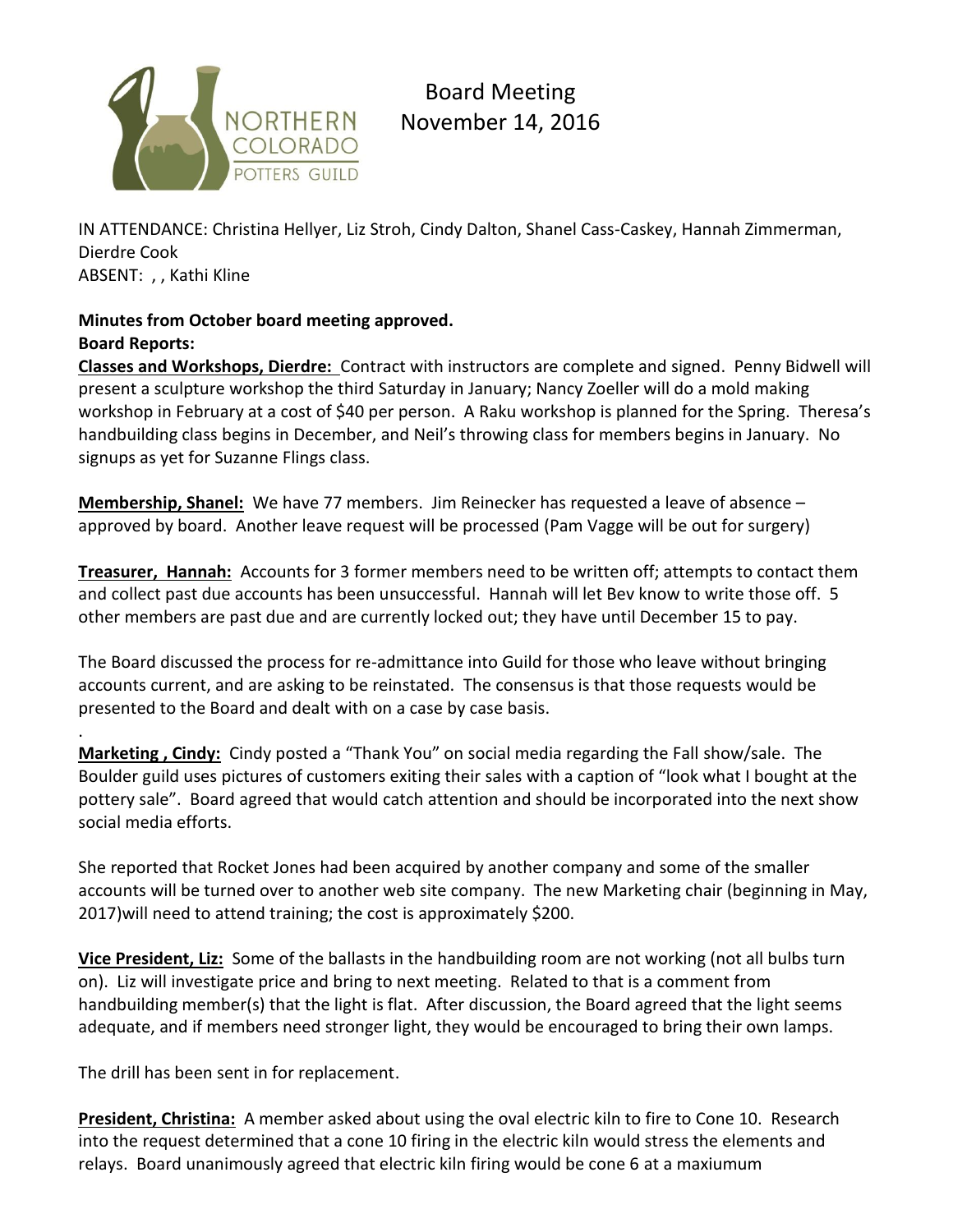Northern Colorado Potters Guild

# Board Meeting
November 14, 2016

IN ATTENDANCE: Christina Hellyer, Liz Stroh, Cindy Dalton, Shanel Cass-Caskey, Hannah Zimmerman, Dierdre Cook
ABSENT: , , Kathi Kline

**Minutes from October board meeting approved.**
**Board Reports:**

**Classes and Workshops, Dierdre:** Contract with instructors are complete and signed. Penny Bidwell will present a sculpture workshop the third Saturday in January; Nancy Zoeller will do a mold making workshop in February at a cost of $40 per person. A Raku workshop is planned for the Spring. Theresa's handbuilding class begins in December, and Neil's throwing class for members begins in January. No signups as yet for Suzanne Flings class.

**Membership, Shanel:** We have 77 members. Jim Reinecker has requested a leave of absence – approved by board. Another leave request will be processed (Pam Vagge will be out for surgery)

**Treasurer, Hannah:** Accounts for 3 former members need to be written off; attempts to contact them and collect past due accounts has been unsuccessful. Hannah will let Bev know to write those off. 5 other members are past due and are currently locked out; they have until December 15 to pay.

The Board discussed the process for re-admittance into Guild for those who leave without bringing accounts current, and are asking to be reinstated. The consensus is that those requests would be presented to the Board and dealt with on a case by case basis.

.

**Marketing , Cindy:** Cindy posted a "Thank You" on social media regarding the Fall show/sale. The Boulder guild uses pictures of customers exiting their sales with a caption of "look what I bought at the pottery sale". Board agreed that would catch attention and should be incorporated into the next show social media efforts.

She reported that Rocket Jones had been acquired by another company and some of the smaller accounts will be turned over to another web site company. The new Marketing chair (beginning in May, 2017)will need to attend training; the cost is approximately $200.

**Vice President, Liz:** Some of the ballasts in the handbuilding room are not working (not all bulbs turn on). Liz will investigate price and bring to next meeting. Related to that is a comment from handbuilding member(s) that the light is flat. After discussion, the Board agreed that the light seems adequate, and if members need stronger light, they would be encouraged to bring their own lamps.

The drill has been sent in for replacement.

**President, Christina:** A member asked about using the oval electric kiln to fire to Cone 10. Research into the request determined that a cone 10 firing in the electric kiln would stress the elements and relays. Board unanimously agreed that electric kiln firing would be cone 6 at a maxiumum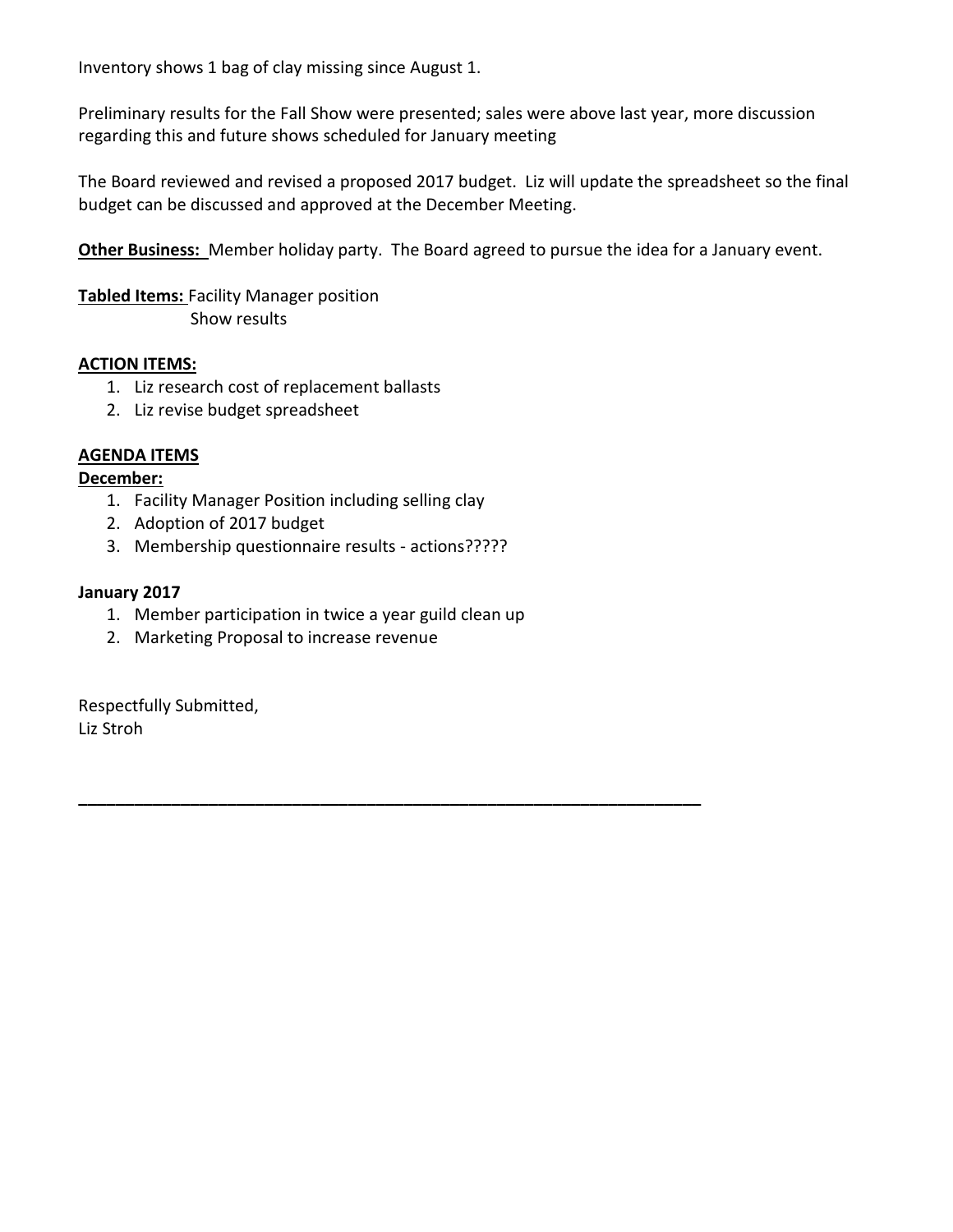Inventory shows 1 bag of clay missing since August 1.

Preliminary results for the Fall Show were presented; sales were above last year, more discussion regarding this and future shows scheduled for January meeting

The Board reviewed and revised a proposed 2017 budget. Liz will update the spreadsheet so the final budget can be discussed and approved at the December Meeting.

**Other Business:** Member holiday party. The Board agreed to pursue the idea for a January event.

**Tabled Items:** Facility Manager position
Show results

**ACTION ITEMS:**

1. Liz research cost of replacement ballasts
2. Liz revise budget spreadsheet

**AGENDA ITEMS**

**December:**

1. Facility Manager Position including selling clay
2. Adoption of 2017 budget
3. Membership questionnaire results - actions?????

**January 2017**

1. Member participation in twice a year guild clean up
2. Marketing Proposal to increase revenue

Respectfully Submitted,
Liz Stroh

---